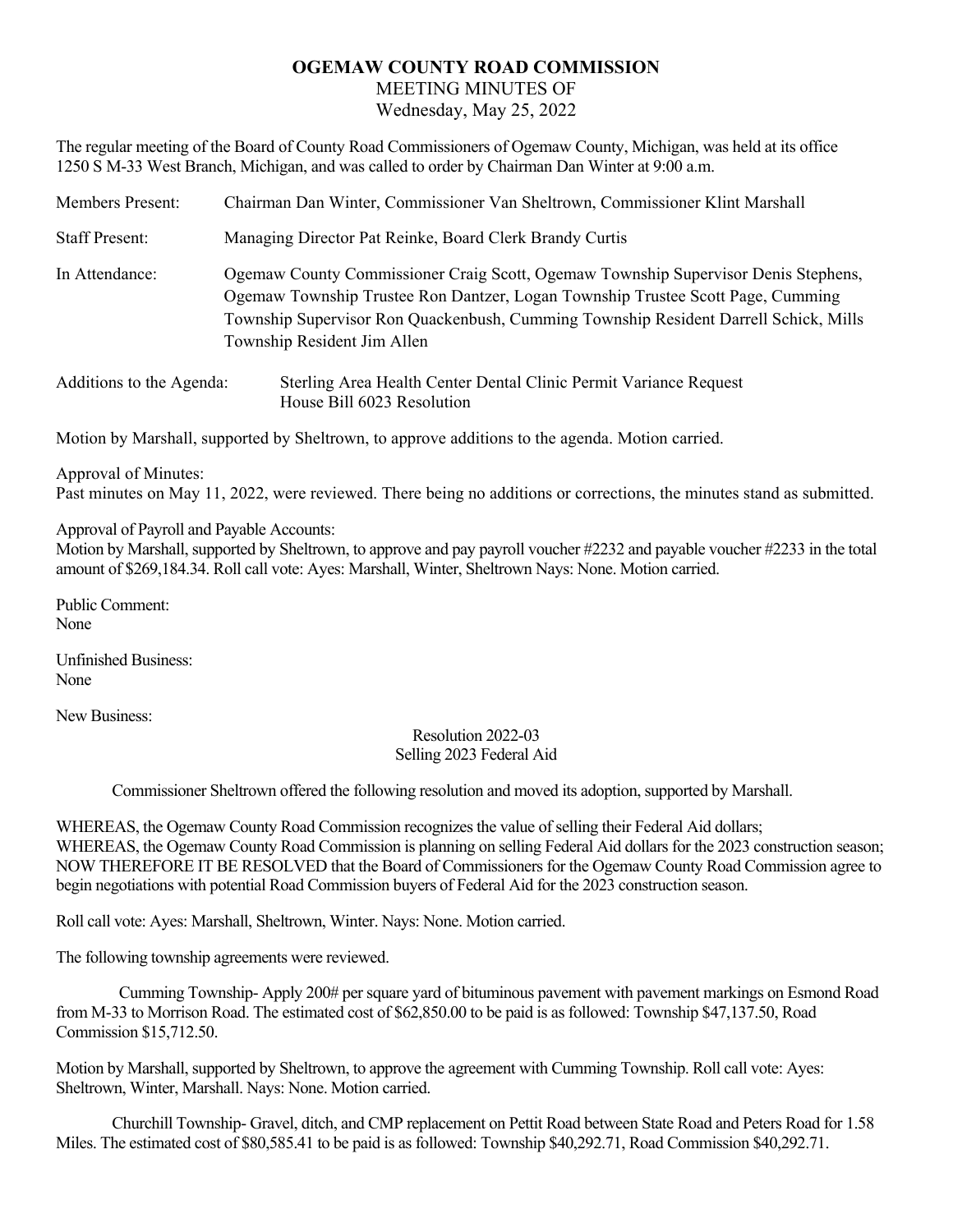# OGEMAW COUNTY ROAD COMMISSION

MEETING MINUTES OF
Wednesday, May 25, 2022

The regular meeting of the Board of County Road Commissioners of Ogemaw County, Michigan, was held at its office 1250 S M-33 West Branch, Michigan, and was called to order by Chairman Dan Winter at 9:00 a.m.

Members Present: Chairman Dan Winter, Commissioner Van Sheltrown, Commissioner Klint Marshall

Staff Present: Managing Director Pat Reinke, Board Clerk Brandy Curtis

In Attendance: Ogemaw County Commissioner Craig Scott, Ogemaw Township Supervisor Denis Stephens, Ogemaw Township Trustee Ron Dantzer, Logan Township Trustee Scott Page, Cumming Township Supervisor Ron Quackenbush, Cumming Township Resident Darrell Schick, Mills Township Resident Jim Allen

Additions to the Agenda: Sterling Area Health Center Dental Clinic Permit Variance Request
House Bill 6023 Resolution

Motion by Marshall, supported by Sheltrown, to approve additions to the agenda. Motion carried.

Approval of Minutes:
Past minutes on May 11, 2022, were reviewed. There being no additions or corrections, the minutes stand as submitted.

Approval of Payroll and Payable Accounts:
Motion by Marshall, supported by Sheltrown, to approve and pay payroll voucher #2232 and payable voucher #2233 in the total amount of $269,184.34. Roll call vote: Ayes: Marshall, Winter, Sheltrown Nays: None. Motion carried.

Public Comment:
None

Unfinished Business:
None

New Business:

Resolution 2022-03
Selling 2023 Federal Aid

Commissioner Sheltrown offered the following resolution and moved its adoption, supported by Marshall.

WHEREAS, the Ogemaw County Road Commission recognizes the value of selling their Federal Aid dollars;
WHEREAS, the Ogemaw County Road Commission is planning on selling Federal Aid dollars for the 2023 construction season;
NOW THEREFORE IT BE RESOLVED that the Board of Commissioners for the Ogemaw County Road Commission agree to begin negotiations with potential Road Commission buyers of Federal Aid for the 2023 construction season.

Roll call vote: Ayes: Marshall, Sheltrown, Winter. Nays: None. Motion carried.

The following township agreements were reviewed.

Cumming Township- Apply 200# per square yard of bituminous pavement with pavement markings on Esmond Road from M-33 to Morrison Road. The estimated cost of $62,850.00 to be paid is as followed: Township $47,137.50, Road Commission $15,712.50.

Motion by Marshall, supported by Sheltrown, to approve the agreement with Cumming Township. Roll call vote: Ayes: Sheltrown, Winter, Marshall. Nays: None. Motion carried.

Churchill Township- Gravel, ditch, and CMP replacement on Pettit Road between State Road and Peters Road for 1.58 Miles. The estimated cost of $80,585.41 to be paid is as followed: Township $40,292.71, Road Commission $40,292.71.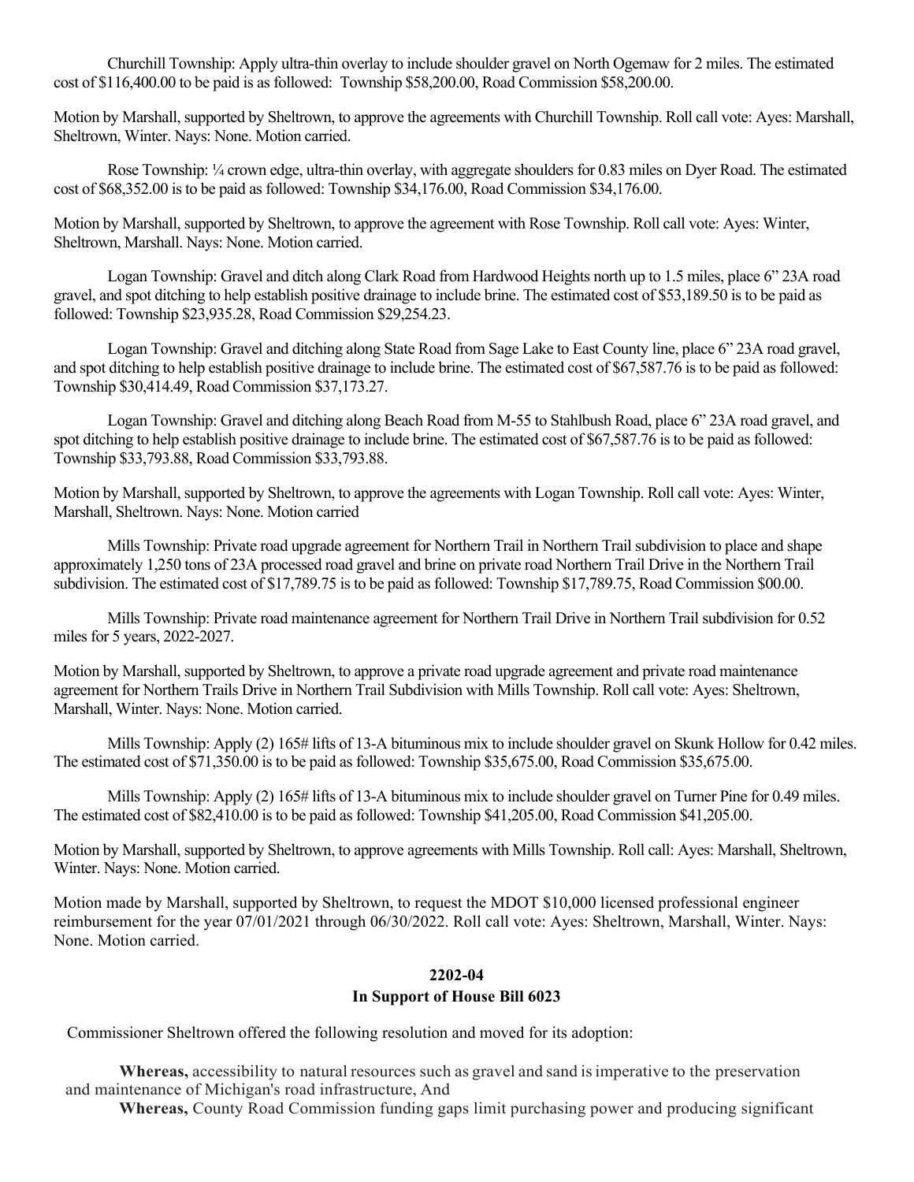Churchill Township: Apply ultra-thin overlay to include shoulder gravel on North Ogemaw for 2 miles. The estimated cost of $116,400.00 to be paid is as followed: Township $58,200.00, Road Commission $58,200.00.

Motion by Marshall, supported by Sheltrown, to approve the agreements with Churchill Township. Roll call vote: Ayes: Marshall, Sheltrown, Winter. Nays: None. Motion carried.

Rose Township: ¼ crown edge, ultra-thin overlay, with aggregate shoulders for 0.83 miles on Dyer Road. The estimated cost of $68,352.00 is to be paid as followed: Township $34,176.00, Road Commission $34,176.00.

Motion by Marshall, supported by Sheltrown, to approve the agreement with Rose Township. Roll call vote: Ayes: Winter, Sheltrown, Marshall. Nays: None. Motion carried.

Logan Township: Gravel and ditch along Clark Road from Hardwood Heights north up to 1.5 miles, place 6" 23A road gravel, and spot ditching to help establish positive drainage to include brine. The estimated cost of $53,189.50 is to be paid as followed: Township $23,935.28, Road Commission $29,254.23.

Logan Township: Gravel and ditching along State Road from Sage Lake to East County line, place 6" 23A road gravel, and spot ditching to help establish positive drainage to include brine. The estimated cost of $67,587.76 is to be paid as followed: Township $30,414.49, Road Commission $37,173.27.

Logan Township: Gravel and ditching along Beach Road from M-55 to Stahlbush Road, place 6" 23A road gravel, and spot ditching to help establish positive drainage to include brine. The estimated cost of $67,587.76 is to be paid as followed: Township $33,793.88, Road Commission $33,793.88.

Motion by Marshall, supported by Sheltrown, to approve the agreements with Logan Township. Roll call vote: Ayes: Winter, Marshall, Sheltrown. Nays: None. Motion carried

Mills Township: Private road upgrade agreement for Northern Trail in Northern Trail subdivision to place and shape approximately 1,250 tons of 23A processed road gravel and brine on private road Northern Trail Drive in the Northern Trail subdivision. The estimated cost of $17,789.75 is to be paid as followed: Township $17,789.75, Road Commission $00.00.

Mills Township: Private road maintenance agreement for Northern Trail Drive in Northern Trail subdivision for 0.52 miles for 5 years, 2022-2027.

Motion by Marshall, supported by Sheltrown, to approve a private road upgrade agreement and private road maintenance agreement for Northern Trails Drive in Northern Trail Subdivision with Mills Township. Roll call vote: Ayes: Sheltrown, Marshall, Winter. Nays: None. Motion carried.

Mills Township: Apply (2) 165# lifts of 13-A bituminous mix to include shoulder gravel on Skunk Hollow for 0.42 miles. The estimated cost of $71,350.00 is to be paid as followed: Township $35,675.00, Road Commission $35,675.00.

Mills Township: Apply (2) 165# lifts of 13-A bituminous mix to include shoulder gravel on Turner Pine for 0.49 miles. The estimated cost of $82,410.00 is to be paid as followed: Township $41,205.00, Road Commission $41,205.00.

Motion by Marshall, supported by Sheltrown, to approve agreements with Mills Township. Roll call: Ayes: Marshall, Sheltrown, Winter. Nays: None. Motion carried.

Motion made by Marshall, supported by Sheltrown, to request the MDOT $10,000 licensed professional engineer reimbursement for the year 07/01/2021 through 06/30/2022. Roll call vote: Ayes: Sheltrown, Marshall, Winter. Nays: None. Motion carried.

**2202-04**
**In Support of House Bill 6023**

Commissioner Sheltrown offered the following resolution and moved for its adoption:

**Whereas,** accessibility to natural resources such as gravel and sand is imperative to the preservation and maintenance of Michigan's road infrastructure, And

**Whereas,** County Road Commission funding gaps limit purchasing power and producing significant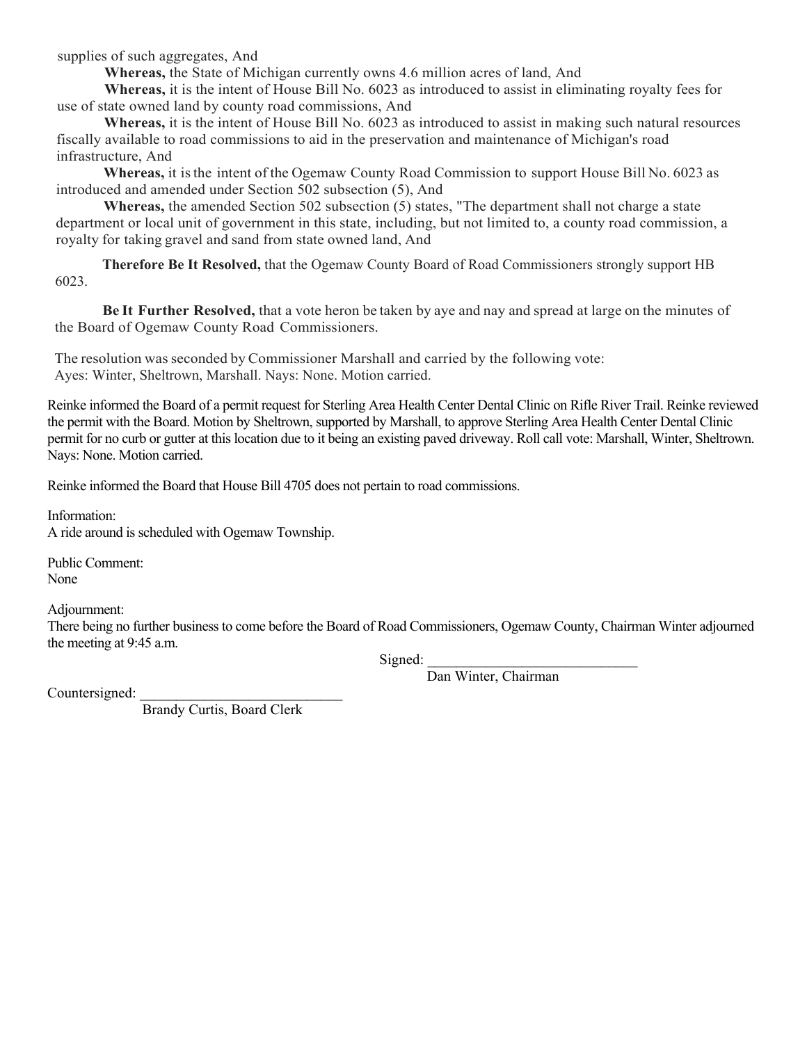supplies of such aggregates, And

**Whereas,** the State of Michigan currently owns 4.6 million acres of land, And

**Whereas,** it is the intent of House Bill No. 6023 as introduced to assist in eliminating royalty fees for use of state owned land by county road commissions, And

**Whereas,** it is the intent of House Bill No. 6023 as introduced to assist in making such natural resources fiscally available to road commissions to aid in the preservation and maintenance of Michigan's road infrastructure, And

**Whereas,** it is the intent of the Ogemaw County Road Commission to support House Bill No. 6023 as introduced and amended under Section 502 subsection (5), And

**Whereas,** the amended Section 502 subsection (5) states, "The department shall not charge a state department or local unit of government in this state, including, but not limited to, a county road commission, a royalty for taking gravel and sand from state owned land, And

**Therefore Be It Resolved,** that the Ogemaw County Board of Road Commissioners strongly support HB 6023.

**Be It Further Resolved,** that a vote heron be taken by aye and nay and spread at large on the minutes of the Board of Ogemaw County Road Commissioners.

The resolution was seconded by Commissioner Marshall and carried by the following vote:
Ayes: Winter, Sheltrown, Marshall. Nays: None. Motion carried.

Reinke informed the Board of a permit request for Sterling Area Health Center Dental Clinic on Rifle River Trail. Reinke reviewed the permit with the Board. Motion by Sheltrown, supported by Marshall, to approve Sterling Area Health Center Dental Clinic permit for no curb or gutter at this location due to it being an existing paved driveway. Roll call vote: Marshall, Winter, Sheltrown. Nays: None. Motion carried.

Reinke informed the Board that House Bill 4705 does not pertain to road commissions.

Information:
A ride around is scheduled with Ogemaw Township.

Public Comment:
None

Adjournment:
There being no further business to come before the Board of Road Commissioners, Ogemaw County, Chairman Winter adjourned the meeting at 9:45 a.m.

Signed: ____________________________
Dan Winter, Chairman

Countersigned: ____________________________
Brandy Curtis, Board Clerk